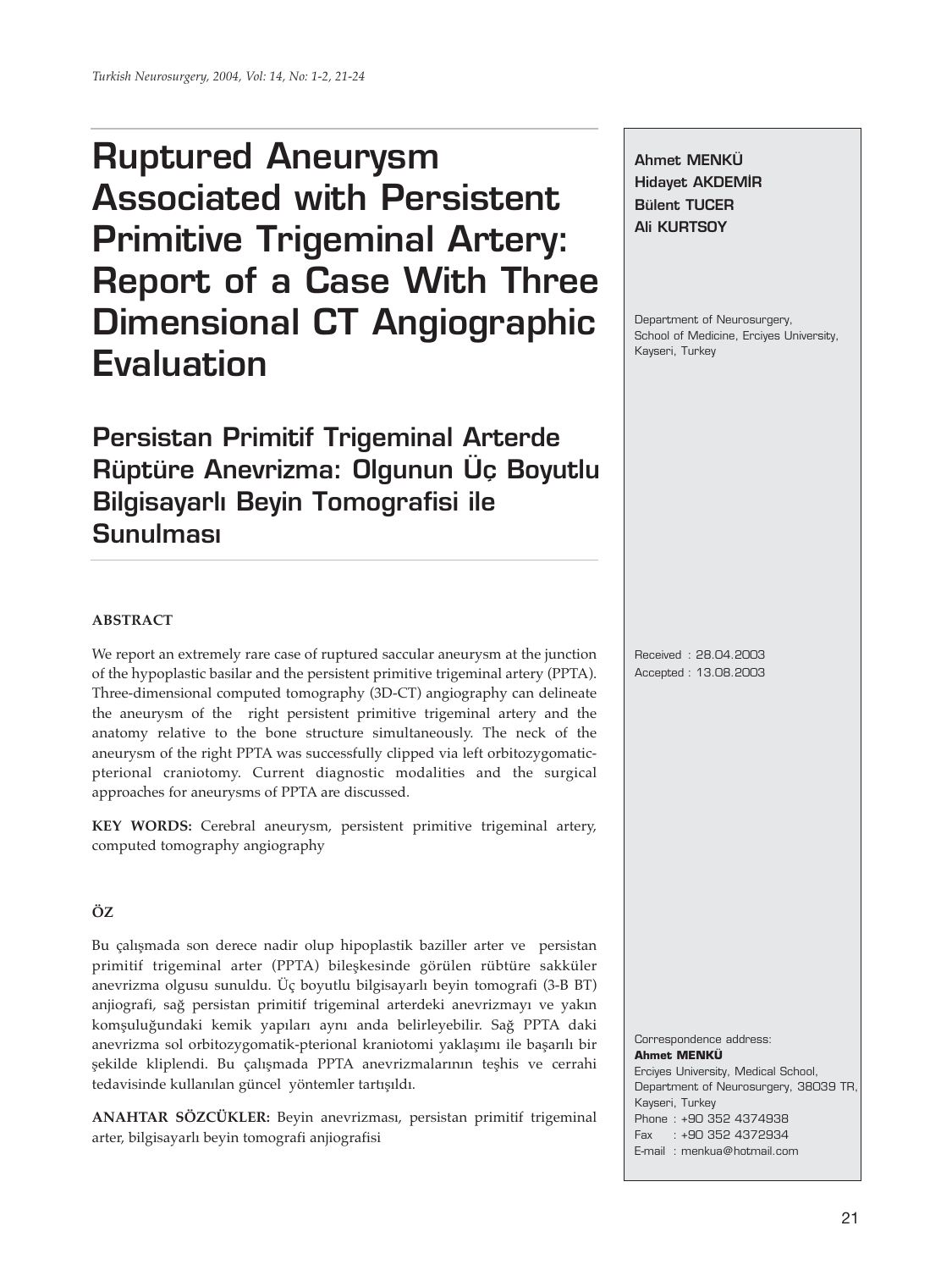# Ruptured Aneurysm Associated with Persistent Primitive Trigeminal Artery: Report of a Case With Three Dimensional CT Angiographic Evaluation

## Persistan Primitif Trigeminal Arterde Rüptüre Anevrizma: Olgunun Üç Boyutlu Bilgisayarlı Beyin Tomografisi ile Sunulması

**Ahmet MENKÜ**
**Hidayet AKDEMİR**
**Bülent TUCER**
**Ali KURTSOY**

Department of Neurosurgery, School of Medicine, Erciyes University, Kayseri, Turkey

Received : 28.04.2003
Accepted : 13.08.2003

### ABSTRACT

We report an extremely rare case of ruptured saccular aneurysm at the junction of the hypoplastic basilar and the persistent primitive trigeminal artery (PPTA). Three-dimensional computed tomography (3D-CT) angiography can delineate the aneurysm of the right persistent primitive trigeminal artery and the anatomy relative to the bone structure simultaneously. The neck of the aneurysm of the right PPTA was successfully clipped via left orbitozygomatic-pterional craniotomy. Current diagnostic modalities and the surgical approaches for aneurysms of PPTA are discussed.

**KEY WORDS:** Cerebral aneurysm, persistent primitive trigeminal artery, computed tomography angiography

### ÖZ

Bu çalışmada son derece nadir olup hipoplastik baziller arter ve persistan primitif trigeminal arter (PPTA) bileşkesinde görülen rübtüre sakküler anevrizma olgusu sunuldu. Üç boyutlu bilgisayarlı beyin tomografi (3-B BT) anjiografi, sağ persistan primitif trigeminal arterdeki anevrizmayı ve yakın komşuluğundaki kemik yapıları aynı anda belirleyebilir. Sağ PPTA daki anevrizma sol orbitozygomatik-pterional kraniotomi yaklaşımı ile başarılı bir şekilde kliplendi. Bu çalışmada PPTA anevrizmalarının teşhis ve cerrahi tedavisinde kullanılan güncel yöntemler tartışıldı.

**ANAHTAR SÖZCÜKLER:** Beyin anevrizması, persistan primitif trigeminal arter, bilgisayarlı beyin tomografi anjiografisi

Correspondence address:
**Ahmet MENKÜ**
Erciyes University, Medical School,
Department of Neurosurgery, 38039 TR,
Kayseri, Turkey
Phone : +90 352 4374938
Fax : +90 352 4372934
E-mail : menkua@hotmail.com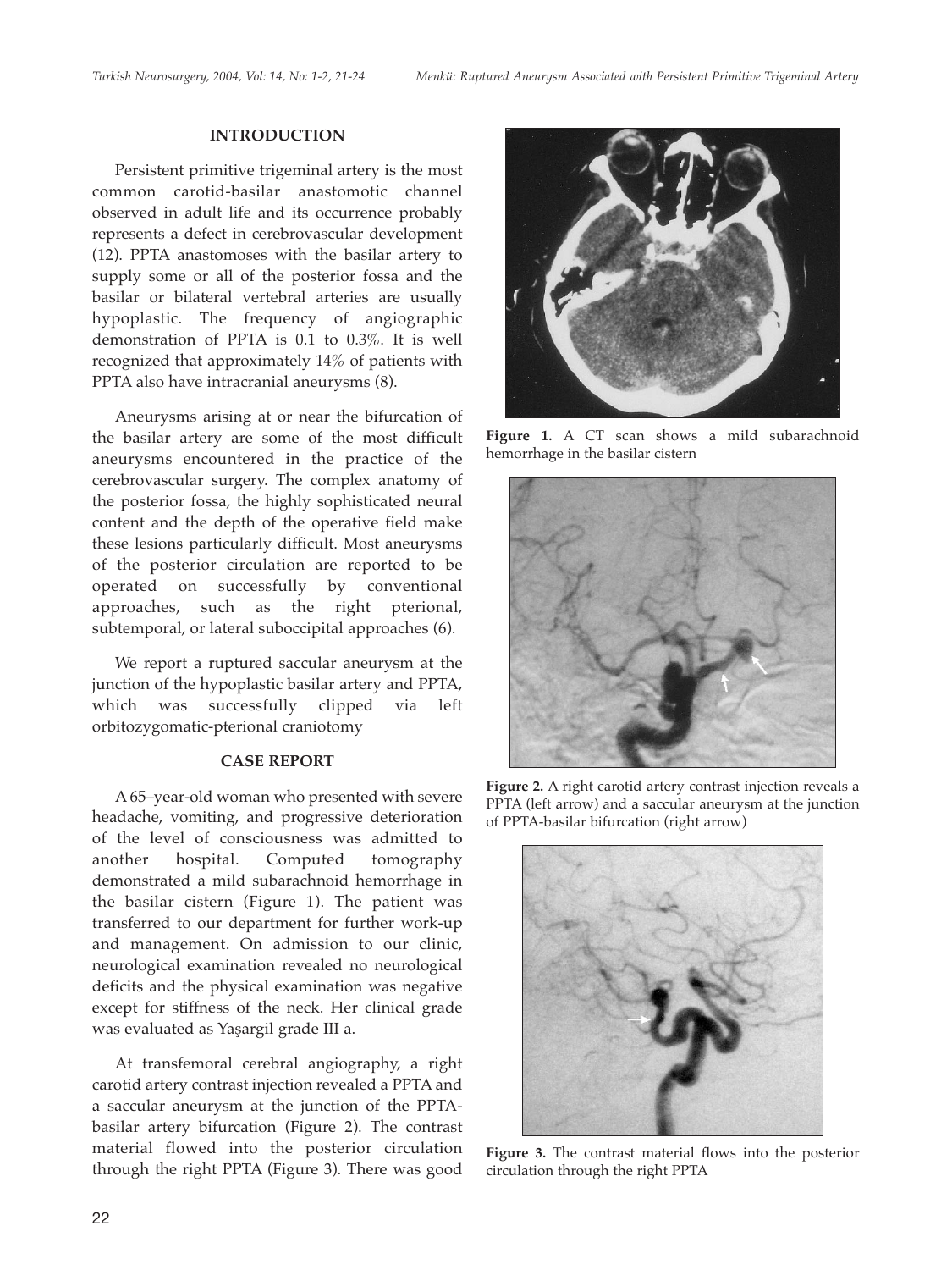## INTRODUCTION

Persistent primitive trigeminal artery is the most common carotid-basilar anastomotic channel observed in adult life and its occurrence probably represents a defect in cerebrovascular development (12). PPTA anastomoses with the basilar artery to supply some or all of the posterior fossa and the basilar or bilateral vertebral arteries are usually hypoplastic. The frequency of angiographic demonstration of PPTA is 0.1 to 0.3%. It is well recognized that approximately 14% of patients with PPTA also have intracranial aneurysms (8).

Aneurysms arising at or near the bifurcation of the basilar artery are some of the most difficult aneurysms encountered in the practice of the cerebrovascular surgery. The complex anatomy of the posterior fossa, the highly sophisticated neural content and the depth of the operative field make these lesions particularly difficult. Most aneurysms of the posterior circulation are reported to be operated on successfully by conventional approaches, such as the right pterional, subtemporal, or lateral suboccipital approaches (6).

We report a ruptured saccular aneurysm at the junction of the hypoplastic basilar artery and PPTA, which was successfully clipped via left orbitozygomatic-pterional craniotomy

## CASE REPORT

A 65–year-old woman who presented with severe headache, vomiting, and progressive deterioration of the level of consciousness was admitted to another hospital. Computed tomography demonstrated a mild subarachnoid hemorrhage in the basilar cistern (Figure 1). The patient was transferred to our department for further work-up and management. On admission to our clinic, neurological examination revealed no neurological deficits and the physical examination was negative except for stiffness of the neck. Her clinical grade was evaluated as Yaşargil grade III a.

At transfemoral cerebral angiography, a right carotid artery contrast injection revealed a PPTA and a saccular aneurysm at the junction of the PPTA-basilar artery bifurcation (Figure 2). The contrast material flowed into the posterior circulation through the right PPTA (Figure 3). There was good

**Figure 1.** A CT scan shows a mild subarachnoid hemorrhage in the basilar cistern

**Figure 2.** A right carotid artery contrast injection reveals a PPTA (left arrow) and a saccular aneurysm at the junction of PPTA-basilar bifurcation (right arrow)

**Figure 3.** The contrast material flows into the posterior circulation through the right PPTA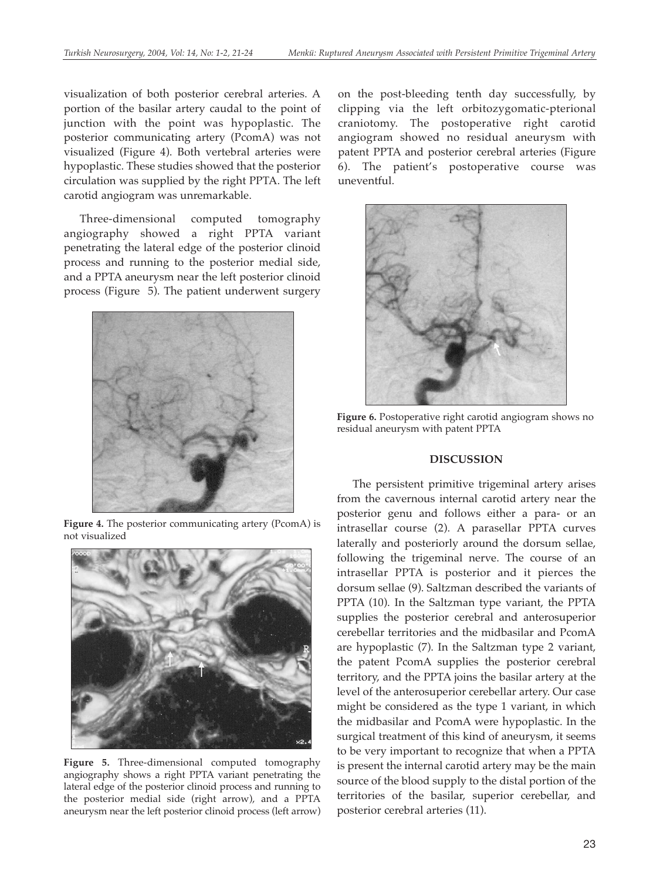visualization of both posterior cerebral arteries. A portion of the basilar artery caudal to the point of junction with the point was hypoplastic. The posterior communicating artery (PcomA) was not visualized (Figure 4). Both vertebral arteries were hypoplastic. These studies showed that the posterior circulation was supplied by the right PPTA. The left carotid angiogram was unremarkable.

Three-dimensional computed tomography angiography showed a right PPTA variant penetrating the lateral edge of the posterior clinoid process and running to the posterior medial side, and a PPTA aneurysm near the left posterior clinoid process (Figure 5). The patient underwent surgery on the post-bleeding tenth day successfully, by clipping via the left orbitozygomatic-pterional craniotomy. The postoperative right carotid angiogram showed no residual aneurysm with patent PPTA and posterior cerebral arteries (Figure 6). The patient's postoperative course was uneventful.

**Figure 4.** The posterior communicating artery (PcomA) is not visualized

**Figure 5.** Three-dimensional computed tomography angiography shows a right PPTA variant penetrating the lateral edge of the posterior clinoid process and running to the posterior medial side (right arrow), and a PPTA aneurysm near the left posterior clinoid process (left arrow)

**Figure 6.** Postoperative right carotid angiogram shows no residual aneurysm with patent PPTA

## DISCUSSION

The persistent primitive trigeminal artery arises from the cavernous internal carotid artery near the posterior genu and follows either a para- or an intrasellar course (2). A parasellar PPTA curves laterally and posteriorly around the dorsum sellae, following the trigeminal nerve. The course of an intrasellar PPTA is posterior and it pierces the dorsum sellae (9). Saltzman described the variants of PPTA (10). In the Saltzman type variant, the PPTA supplies the posterior cerebral and anterosuperior cerebellar territories and the midbasilar and PcomA are hypoplastic (7). In the Saltzman type 2 variant, the patent PcomA supplies the posterior cerebral territory, and the PPTA joins the basilar artery at the level of the anterosuperior cerebellar artery. Our case might be considered as the type 1 variant, in which the midbasilar and PcomA were hypoplastic. In the surgical treatment of this kind of aneurysm, it seems to be very important to recognize that when a PPTA is present the internal carotid artery may be the main source of the blood supply to the distal portion of the territories of the basilar, superior cerebellar, and posterior cerebral arteries (11).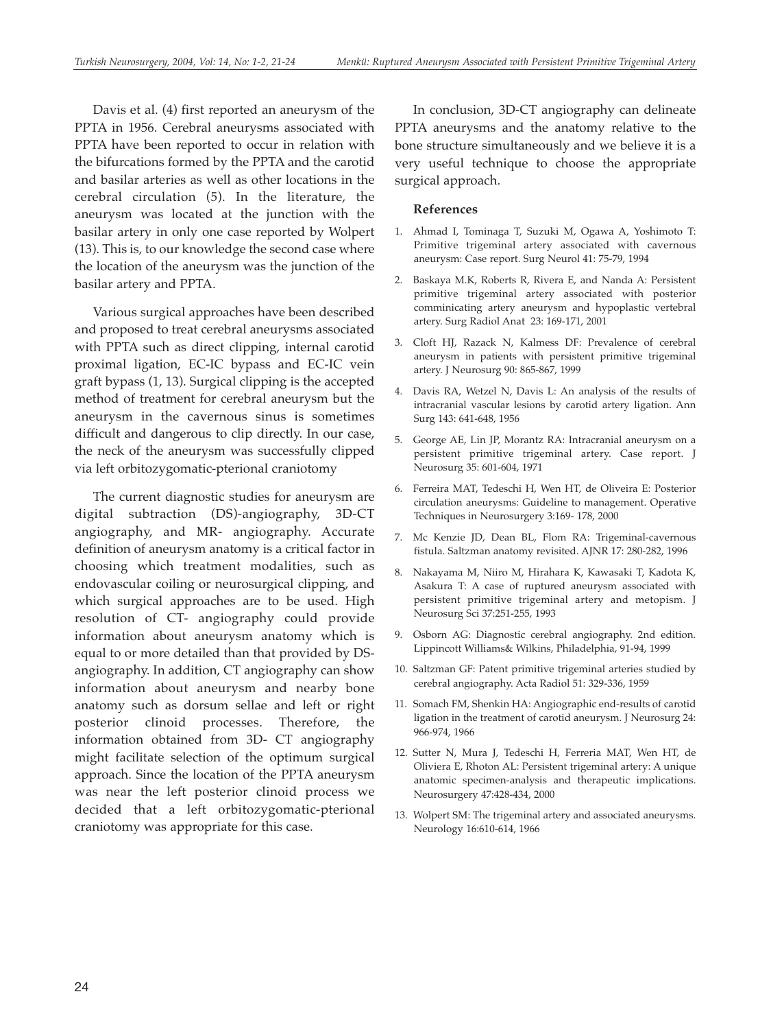Davis et al. (4) first reported an aneurysm of the PPTA in 1956. Cerebral aneurysms associated with PPTA have been reported to occur in relation with the bifurcations formed by the PPTA and the carotid and basilar arteries as well as other locations in the cerebral circulation (5). In the literature, the aneurysm was located at the junction with the basilar artery in only one case reported by Wolpert (13). This is, to our knowledge the second case where the location of the aneurysm was the junction of the basilar artery and PPTA.

Various surgical approaches have been described and proposed to treat cerebral aneurysms associated with PPTA such as direct clipping, internal carotid proximal ligation, EC-IC bypass and EC-IC vein graft bypass (1, 13). Surgical clipping is the accepted method of treatment for cerebral aneurysm but the aneurysm in the cavernous sinus is sometimes difficult and dangerous to clip directly. In our case, the neck of the aneurysm was successfully clipped via left orbitozygomatic-pterional craniotomy

The current diagnostic studies for aneurysm are digital subtraction (DS)-angiography, 3D-CT angiography, and MR- angiography. Accurate definition of aneurysm anatomy is a critical factor in choosing which treatment modalities, such as endovascular coiling or neurosurgical clipping, and which surgical approaches are to be used. High resolution of CT- angiography could provide information about aneurysm anatomy which is equal to or more detailed than that provided by DS-angiography. In addition, CT angiography can show information about aneurysm and nearby bone anatomy such as dorsum sellae and left or right posterior clinoid processes. Therefore, the information obtained from 3D- CT angiography might facilitate selection of the optimum surgical approach. Since the location of the PPTA aneurysm was near the left posterior clinoid process we decided that a left orbitozygomatic-pterional craniotomy was appropriate for this case.

In conclusion, 3D-CT angiography can delineate PPTA aneurysms and the anatomy relative to the bone structure simultaneously and we believe it is a very useful technique to choose the appropriate surgical approach.

## References

1. Ahmad I, Tominaga T, Suzuki M, Ogawa A, Yoshimoto T: Primitive trigeminal artery associated with cavernous aneurysm: Case report. Surg Neurol 41: 75-79, 1994
2. Baskaya M.K, Roberts R, Rivera E, and Nanda A: Persistent primitive trigeminal artery associated with posterior comminicating artery aneurysm and hypoplastic vertebral artery. Surg Radiol Anat 23: 169-171, 2001
3. Cloft HJ, Razack N, Kalmess DF: Prevalence of cerebral aneurysm in patients with persistent primitive trigeminal artery. J Neurosurg 90: 865-867, 1999
4. Davis RA, Wetzel N, Davis L: An analysis of the results of intracranial vascular lesions by carotid artery ligation. Ann Surg 143: 641-648, 1956
5. George AE, Lin JP, Morantz RA: Intracranial aneurysm on a persistent primitive trigeminal artery. Case report. J Neurosurg 35: 601-604, 1971
6. Ferreira MAT, Tedeschi H, Wen HT, de Oliveira E: Posterior circulation aneurysms: Guideline to management. Operative Techniques in Neurosurgery 3:169- 178, 2000
7. Mc Kenzie JD, Dean BL, Flom RA: Trigeminal-cavernous fistula. Saltzman anatomy revisited. AJNR 17: 280-282, 1996
8. Nakayama M, Niiro M, Hirahara K, Kawasaki T, Kadota K, Asakura T: A case of ruptured aneurysm associated with persistent primitive trigeminal artery and metopism. J Neurosurg Sci 37:251-255, 1993
9. Osborn AG: Diagnostic cerebral angiography. 2nd edition. Lippincott Williams& Wilkins, Philadelphia, 91-94, 1999
10. Saltzman GF: Patent primitive trigeminal arteries studied by cerebral angiography. Acta Radiol 51: 329-336, 1959
11. Somach FM, Shenkin HA: Angiographic end-results of carotid ligation in the treatment of carotid aneurysm. J Neurosurg 24: 966-974, 1966
12. Sutter N, Mura J, Tedeschi H, Ferreria MAT, Wen HT, de Oliviera E, Rhoton AL: Persistent trigeminal artery: A unique anatomic specimen-analysis and therapeutic implications. Neurosurgery 47:428-434, 2000
13. Wolpert SM: The trigeminal artery and associated aneurysms. Neurology 16:610-614, 1966